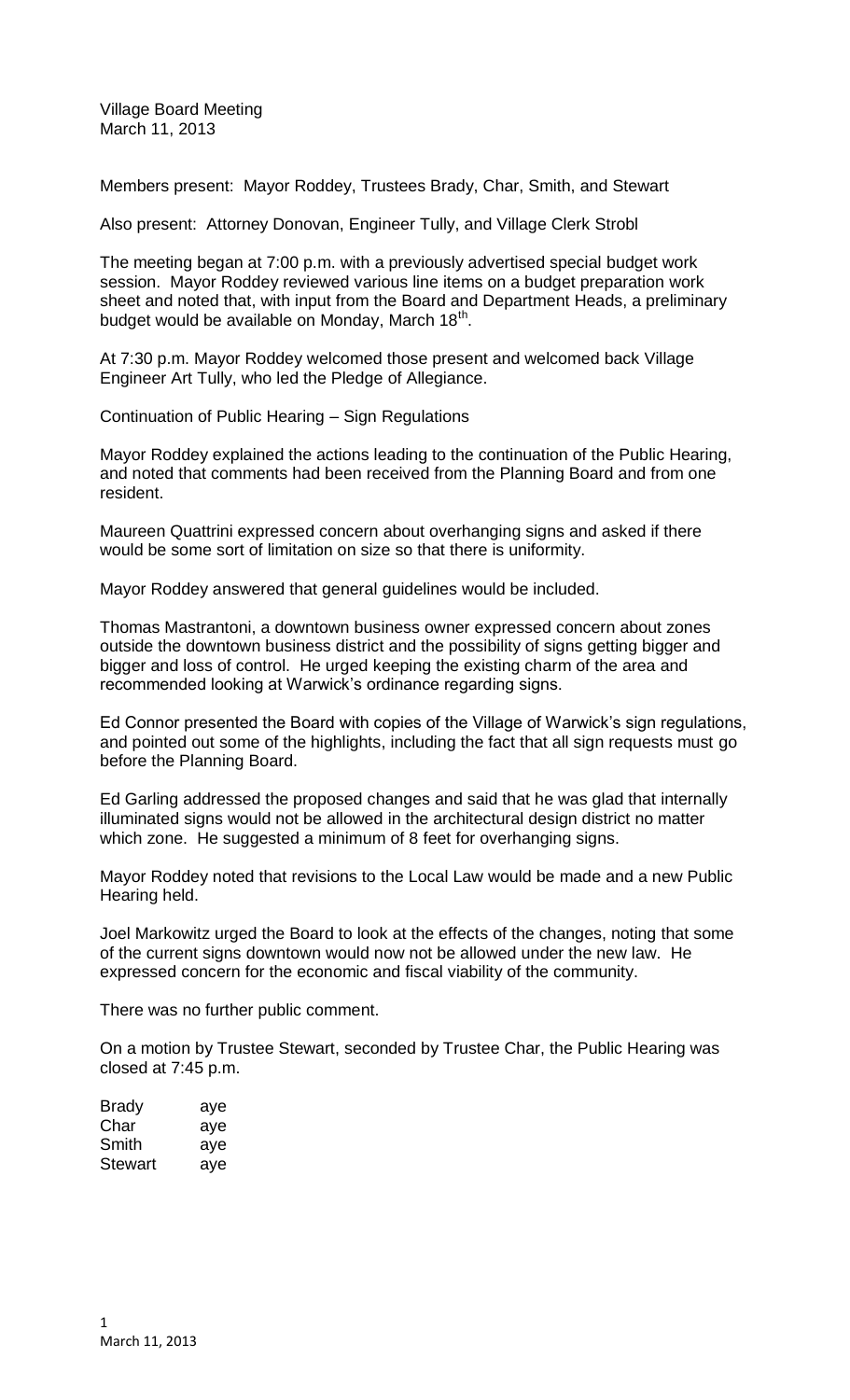Village Board Meeting
March 11, 2013

Members present: Mayor Roddey, Trustees Brady, Char, Smith, and Stewart

Also present: Attorney Donovan, Engineer Tully, and Village Clerk Strobl

The meeting began at 7:00 p.m. with a previously advertised special budget work session. Mayor Roddey reviewed various line items on a budget preparation work sheet and noted that, with input from the Board and Department Heads, a preliminary budget would be available on Monday, March 18th.

At 7:30 p.m. Mayor Roddey welcomed those present and welcomed back Village Engineer Art Tully, who led the Pledge of Allegiance.

Continuation of Public Hearing – Sign Regulations

Mayor Roddey explained the actions leading to the continuation of the Public Hearing, and noted that comments had been received from the Planning Board and from one resident.

Maureen Quattrini expressed concern about overhanging signs and asked if there would be some sort of limitation on size so that there is uniformity.

Mayor Roddey answered that general guidelines would be included.

Thomas Mastrantoni, a downtown business owner expressed concern about zones outside the downtown business district and the possibility of signs getting bigger and bigger and loss of control. He urged keeping the existing charm of the area and recommended looking at Warwick's ordinance regarding signs.

Ed Connor presented the Board with copies of the Village of Warwick's sign regulations, and pointed out some of the highlights, including the fact that all sign requests must go before the Planning Board.

Ed Garling addressed the proposed changes and said that he was glad that internally illuminated signs would not be allowed in the architectural design district no matter which zone. He suggested a minimum of 8 feet for overhanging signs.

Mayor Roddey noted that revisions to the Local Law would be made and a new Public Hearing held.

Joel Markowitz urged the Board to look at the effects of the changes, noting that some of the current signs downtown would now not be allowed under the new law. He expressed concern for the economic and fiscal viability of the community.

There was no further public comment.

On a motion by Trustee Stewart, seconded by Trustee Char, the Public Hearing was closed at 7:45 p.m.

| | |
|---|---|
| Brady | aye |
| Char | aye |
| Smith | aye |
| Stewart | aye |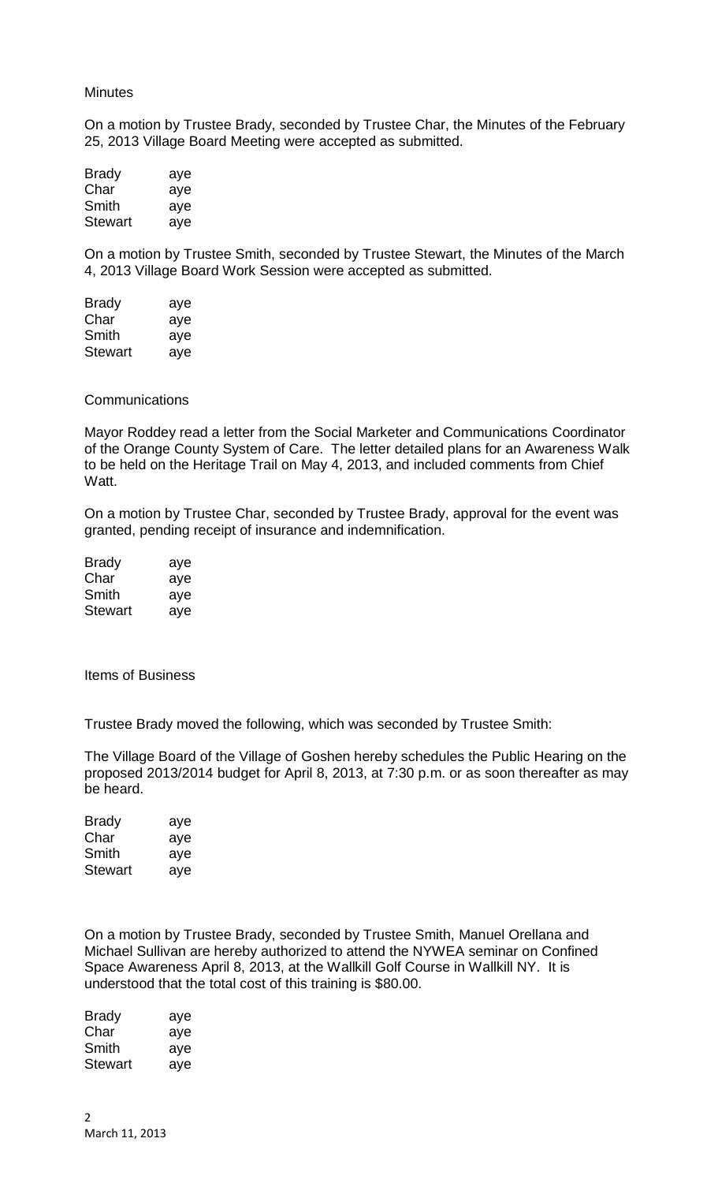Minutes

On a motion by Trustee Brady, seconded by Trustee Char, the Minutes of the February 25, 2013 Village Board Meeting were accepted as submitted.

| | |
|---|---|
| Brady | aye |
| Char | aye |
| Smith | aye |
| Stewart | aye |

On a motion by Trustee Smith, seconded by Trustee Stewart, the Minutes of the March 4, 2013 Village Board Work Session were accepted as submitted.

| | |
|---|---|
| Brady | aye |
| Char | aye |
| Smith | aye |
| Stewart | aye |

Communications

Mayor Roddey read a letter from the Social Marketer and Communications Coordinator of the Orange County System of Care. The letter detailed plans for an Awareness Walk to be held on the Heritage Trail on May 4, 2013, and included comments from Chief Watt.

On a motion by Trustee Char, seconded by Trustee Brady, approval for the event was granted, pending receipt of insurance and indemnification.

| | |
|---|---|
| Brady | aye |
| Char | aye |
| Smith | aye |
| Stewart | aye |

Items of Business

Trustee Brady moved the following, which was seconded by Trustee Smith:

The Village Board of the Village of Goshen hereby schedules the Public Hearing on the proposed 2013/2014 budget for April 8, 2013, at 7:30 p.m. or as soon thereafter as may be heard.

| | |
|---|---|
| Brady | aye |
| Char | aye |
| Smith | aye |
| Stewart | aye |

On a motion by Trustee Brady, seconded by Trustee Smith, Manuel Orellana and Michael Sullivan are hereby authorized to attend the NYWEA seminar on Confined Space Awareness April 8, 2013, at the Wallkill Golf Course in Wallkill NY. It is understood that the total cost of this training is $80.00.

| | |
|---|---|
| Brady | aye |
| Char | aye |
| Smith | aye |
| Stewart | aye |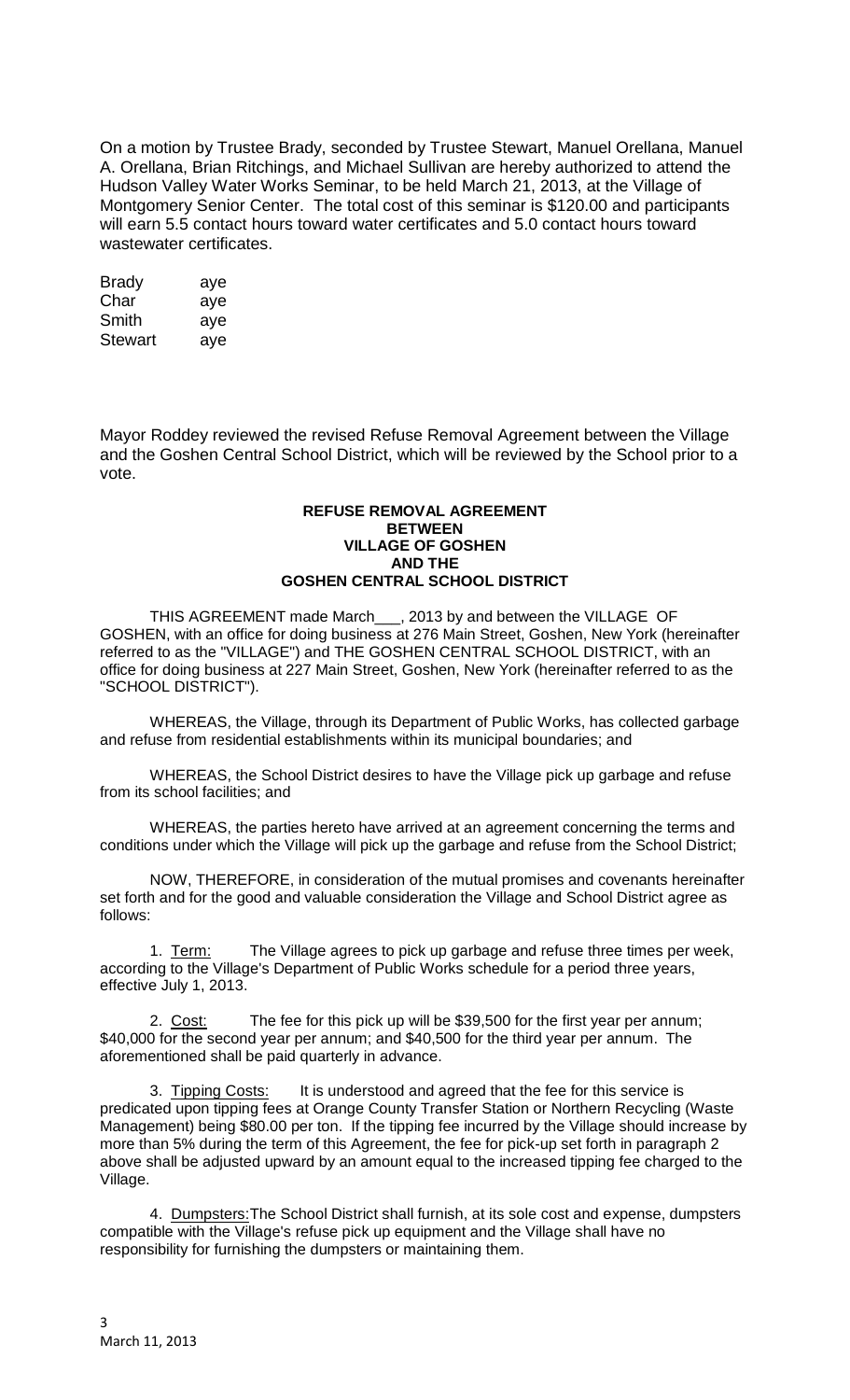On a motion by Trustee Brady, seconded by Trustee Stewart, Manuel Orellana, Manuel A. Orellana, Brian Ritchings, and Michael Sullivan are hereby authorized to attend the Hudson Valley Water Works Seminar, to be held March 21, 2013, at the Village of Montgomery Senior Center. The total cost of this seminar is $120.00 and participants will earn 5.5 contact hours toward water certificates and 5.0 contact hours toward wastewater certificates.

| | |
|---|---|
| Brady | aye |
| Char | aye |
| Smith | aye |
| Stewart | aye |

Mayor Roddey reviewed the revised Refuse Removal Agreement between the Village and the Goshen Central School District, which will be reviewed by the School prior to a vote.

**REFUSE REMOVAL AGREEMENT**
**BETWEEN**
**VILLAGE OF GOSHEN**
**AND THE**
**GOSHEN CENTRAL SCHOOL DISTRICT**

THIS AGREEMENT made March___, 2013 by and between the VILLAGE OF GOSHEN, with an office for doing business at 276 Main Street, Goshen, New York (hereinafter referred to as the "VILLAGE") and THE GOSHEN CENTRAL SCHOOL DISTRICT, with an office for doing business at 227 Main Street, Goshen, New York (hereinafter referred to as the "SCHOOL DISTRICT").

WHEREAS, the Village, through its Department of Public Works, has collected garbage and refuse from residential establishments within its municipal boundaries; and

WHEREAS, the School District desires to have the Village pick up garbage and refuse from its school facilities; and

WHEREAS, the parties hereto have arrived at an agreement concerning the terms and conditions under which the Village will pick up the garbage and refuse from the School District;

NOW, THEREFORE, in consideration of the mutual promises and covenants hereinafter set forth and for the good and valuable consideration the Village and School District agree as follows:

1. Term: The Village agrees to pick up garbage and refuse three times per week, according to the Village's Department of Public Works schedule for a period three years, effective July 1, 2013.

2. Cost: The fee for this pick up will be $39,500 for the first year per annum; $40,000 for the second year per annum; and $40,500 for the third year per annum. The aforementioned shall be paid quarterly in advance.

3. Tipping Costs: It is understood and agreed that the fee for this service is predicated upon tipping fees at Orange County Transfer Station or Northern Recycling (Waste Management) being $80.00 per ton. If the tipping fee incurred by the Village should increase by more than 5% during the term of this Agreement, the fee for pick-up set forth in paragraph 2 above shall be adjusted upward by an amount equal to the increased tipping fee charged to the Village.

4. Dumpsters: The School District shall furnish, at its sole cost and expense, dumpsters compatible with the Village's refuse pick up equipment and the Village shall have no responsibility for furnishing the dumpsters or maintaining them.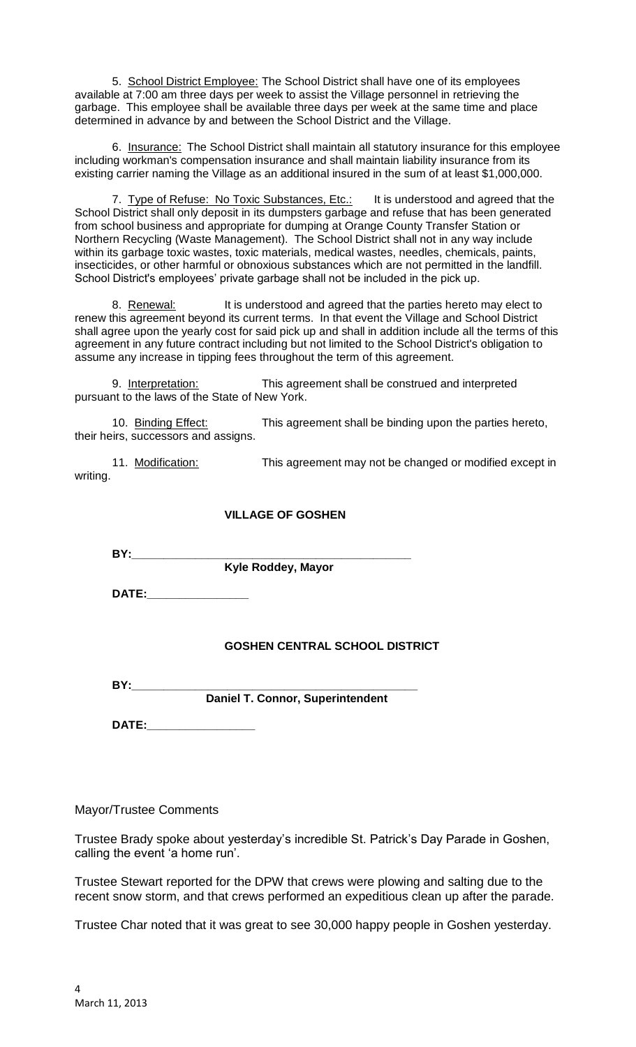5. <u>School District Employee:</u> The School District shall have one of its employees available at 7:00 am three days per week to assist the Village personnel in retrieving the garbage. This employee shall be available three days per week at the same time and place determined in advance by and between the School District and the Village.

6. <u>Insurance:</u> The School District shall maintain all statutory insurance for this employee including workman's compensation insurance and shall maintain liability insurance from its existing carrier naming the Village as an additional insured in the sum of at least $1,000,000.

7. <u>Type of Refuse: No Toxic Substances, Etc.:</u> It is understood and agreed that the School District shall only deposit in its dumpsters garbage and refuse that has been generated from school business and appropriate for dumping at Orange County Transfer Station or Northern Recycling (Waste Management). The School District shall not in any way include within its garbage toxic wastes, toxic materials, medical wastes, needles, chemicals, paints, insecticides, or other harmful or obnoxious substances which are not permitted in the landfill. School District's employees' private garbage shall not be included in the pick up.

8. <u>Renewal:</u> It is understood and agreed that the parties hereto may elect to renew this agreement beyond its current terms. In that event the Village and School District shall agree upon the yearly cost for said pick up and shall in addition include all the terms of this agreement in any future contract including but not limited to the School District's obligation to assume any increase in tipping fees throughout the term of this agreement.

9. <u>Interpretation:</u> This agreement shall be construed and interpreted pursuant to the laws of the State of New York.

10. <u>Binding Effect:</u> This agreement shall be binding upon the parties hereto, their heirs, successors and assigns.

11. <u>Modification:</u> This agreement may not be changed or modified except in writing.

**VILLAGE OF GOSHEN**

**BY:\_\_\_\_\_\_\_\_\_\_\_\_\_\_\_\_\_\_\_\_\_\_\_\_\_\_\_\_\_\_\_\_\_\_\_\_\_\_\_\_\_\_\_\_**
**Kyle Roddey, Mayor**

**DATE:\_\_\_\_\_\_\_\_\_\_\_\_\_\_\_\_**

**GOSHEN CENTRAL SCHOOL DISTRICT**

**BY:\_\_\_\_\_\_\_\_\_\_\_\_\_\_\_\_\_\_\_\_\_\_\_\_\_\_\_\_\_\_\_\_\_\_\_\_\_\_\_\_\_\_\_\_**
**Daniel T. Connor, Superintendent**

**DATE:\_\_\_\_\_\_\_\_\_\_\_\_\_\_\_\_\_**

Mayor/Trustee Comments

Trustee Brady spoke about yesterday's incredible St. Patrick's Day Parade in Goshen, calling the event 'a home run'.

Trustee Stewart reported for the DPW that crews were plowing and salting due to the recent snow storm, and that crews performed an expeditious clean up after the parade.

Trustee Char noted that it was great to see 30,000 happy people in Goshen yesterday.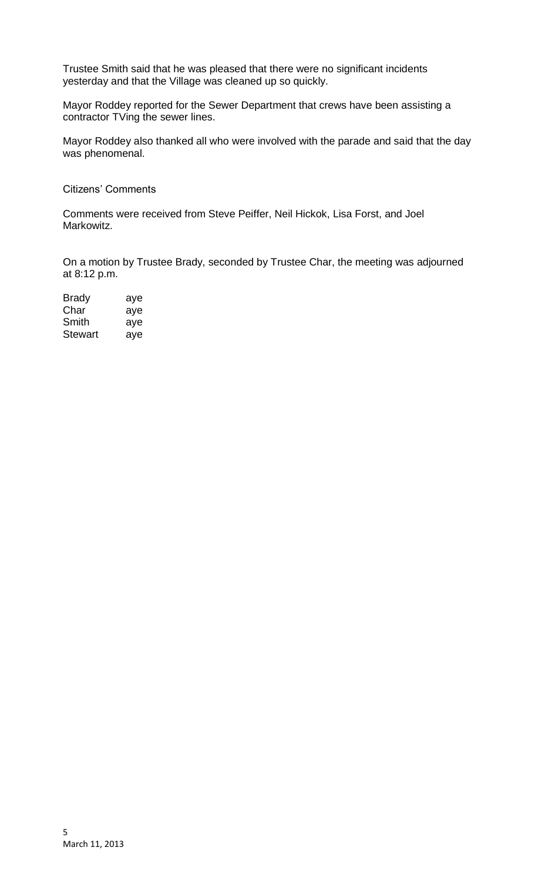Trustee Smith said that he was pleased that there were no significant incidents yesterday and that the Village was cleaned up so quickly.

Mayor Roddey reported for the Sewer Department that crews have been assisting a contractor TVing the sewer lines.

Mayor Roddey also thanked all who were involved with the parade and said that the day was phenomenal.

Citizens' Comments

Comments were received from Steve Peiffer, Neil Hickok, Lisa Forst, and Joel Markowitz.

On a motion by Trustee Brady, seconded by Trustee Char, the meeting was adjourned at 8:12 p.m.

| | |
|---|---|
| Brady | aye |
| Char | aye |
| Smith | aye |
| Stewart | aye |